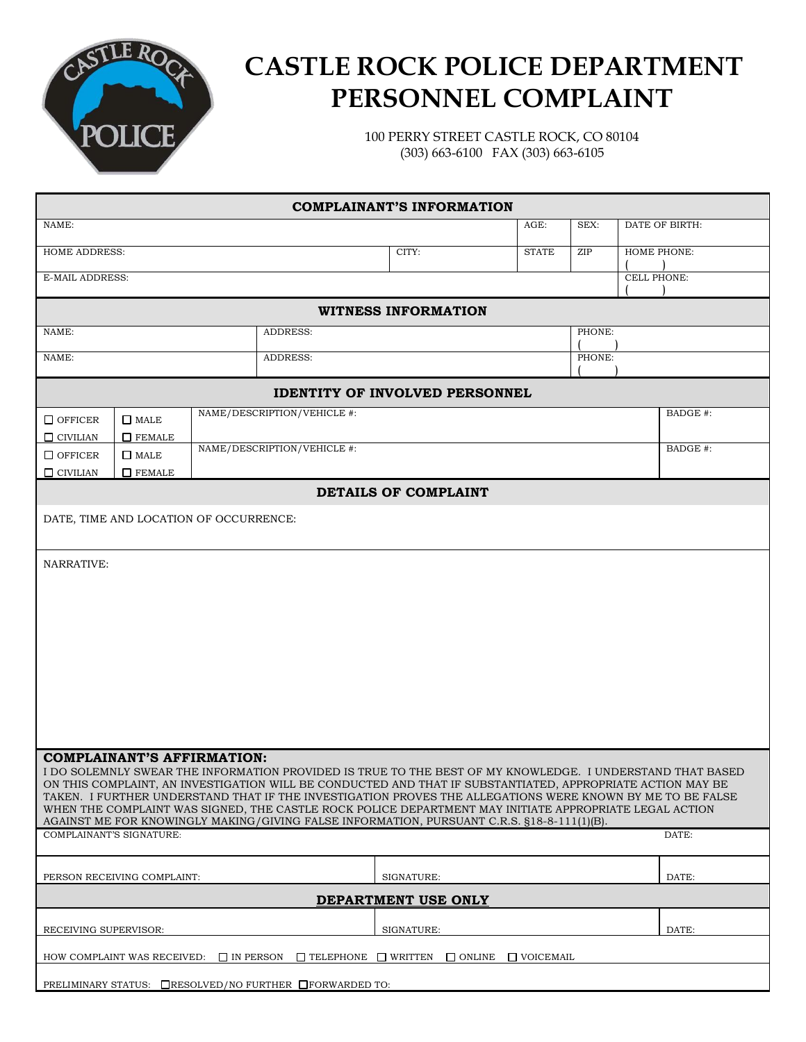# CASTLE ROCK POLICE DEPARTMENT PERSONNEL COMPLAINT

100 PERRY STREET CASTLE ROCK, CO 80104
(303) 663-6100 FAX (303) 663-6105

## COMPLAINANT'S INFORMATION

| NAME: | | AGE: | SEX: | DATE OF BIRTH: |
|---|---|---|---|---|
| HOME ADDRESS: | CITY: | STATE | ZIP | HOME PHONE: ( ) |
| E-MAIL ADDRESS: | | | | CELL PHONE: ( ) |

## WITNESS INFORMATION

| NAME: | ADDRESS: | PHONE: ( ) |
|---|---|---|
| NAME: | ADDRESS: | PHONE: ( ) |

## IDENTITY OF INVOLVED PERSONNEL

| | | | |
|---|---|---|---|
| ☐ OFFICER ☐ CIVILIAN | ☐ MALE ☐ FEMALE | NAME/DESCRIPTION/VEHICLE #: | BADGE #: |
| ☐ OFFICER ☐ CIVILIAN | ☐ MALE ☐ FEMALE | NAME/DESCRIPTION/VEHICLE #: | BADGE #: |

## DETAILS OF COMPLAINT

DATE, TIME AND LOCATION OF OCCURRENCE:

NARRATIVE:

**COMPLAINANT'S AFFIRMATION:**

I DO SOLEMNLY SWEAR THE INFORMATION PROVIDED IS TRUE TO THE BEST OF MY KNOWLEDGE. I UNDERSTAND THAT BASED ON THIS COMPLAINT, AN INVESTIGATION WILL BE CONDUCTED AND THAT IF SUBSTANTIATED, APPROPRIATE ACTION MAY BE TAKEN. I FURTHER UNDERSTAND THAT IF THE INVESTIGATION PROVES THE ALLEGATIONS WERE KNOWN BY ME TO BE FALSE WHEN THE COMPLAINT WAS SIGNED, THE CASTLE ROCK POLICE DEPARTMENT MAY INITIATE APPROPRIATE LEGAL ACTION AGAINST ME FOR KNOWINGLY MAKING/GIVING FALSE INFORMATION, PURSUANT C.R.S. §18-8-111(1)(B).

| COMPLAINANT'S SIGNATURE: | | DATE: |
|---|---|---|
| PERSON RECEIVING COMPLAINT: | SIGNATURE: | DATE: |

## DEPARTMENT USE ONLY

| RECEIVING SUPERVISOR: | SIGNATURE: | DATE: |
|---|---|---|

HOW COMPLAINT WAS RECEIVED: ☐ IN PERSON ☐ TELEPHONE ☐ WRITTEN ☐ ONLINE ☐ VOICEMAIL

PRELIMINARY STATUS: ☐ RESOLVED/NO FURTHER ☐ FORWARDED TO: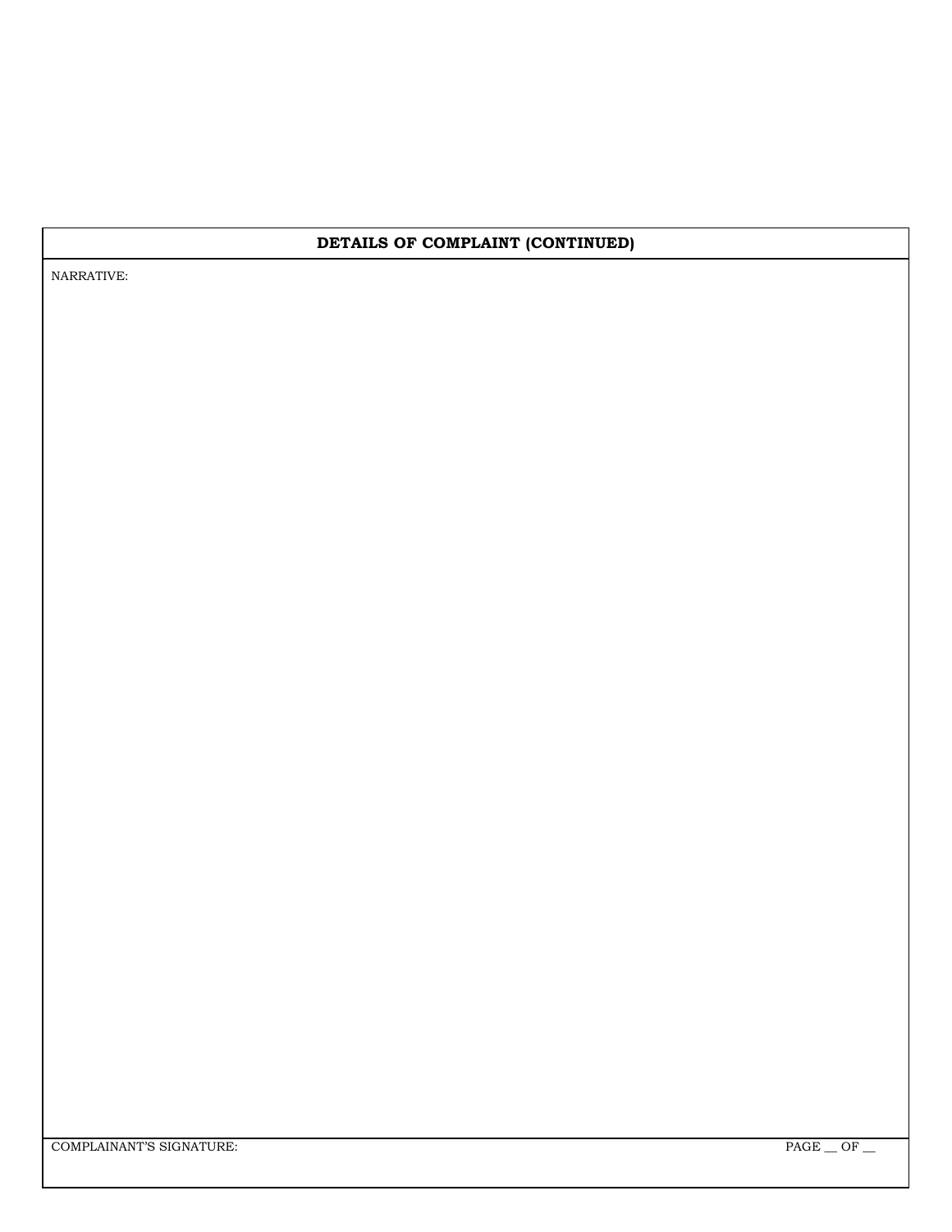## DETAILS OF COMPLAINT (CONTINUED)

NARRATIVE:

COMPLAINANT'S SIGNATURE:

PAGE __ OF __